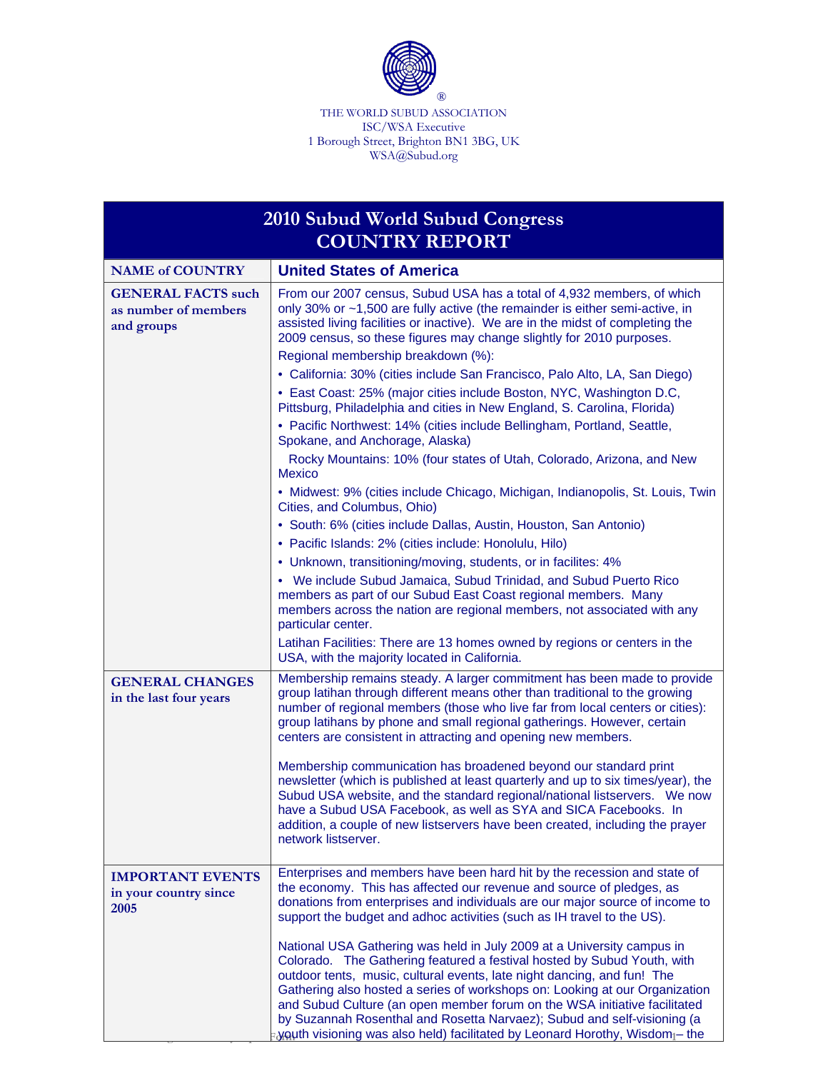®

THE WORLD SUBUD ASSOCIATION
ISC/WSA Executive
1 Borough Street, Brighton BN1 3BG, UK
WSA@Subud.org

# 2010 Subud World Subud Congress
# COUNTRY REPORT

| NAME of COUNTRY | United States of America |
|---|---|
| **GENERAL FACTS** such as number of members and groups | From our 2007 census, Subud USA has a total of 4,932 members, of which only 30% or ~1,500 are fully active (the remainder is either semi-active, in assisted living facilities or inactive). We are in the midst of completing the 2009 census, so these figures may change slightly for 2010 purposes.<br>Regional membership breakdown (%):<br>• California: 30% (cities include San Francisco, Palo Alto, LA, San Diego)<br>• East Coast: 25% (major cities include Boston, NYC, Washington D.C, Pittsburg, Philadelphia and cities in New England, S. Carolina, Florida)<br>• Pacific Northwest: 14% (cities include Bellingham, Portland, Seattle, Spokane, and Anchorage, Alaska)<br>Rocky Mountains: 10% (four states of Utah, Colorado, Arizona, and New Mexico<br>• Midwest: 9% (cities include Chicago, Michigan, Indianopolis, St. Louis, Twin Cities, and Columbus, Ohio)<br>• South: 6% (cities include Dallas, Austin, Houston, San Antonio)<br>• Pacific Islands: 2% (cities include: Honolulu, Hilo)<br>• Unknown, transitioning/moving, students, or in facilites: 4%<br>• We include Subud Jamaica, Subud Trinidad, and Subud Puerto Rico members as part of our Subud East Coast regional members. Many members across the nation are regional members, not associated with any particular center.<br>Latihan Facilities: There are 13 homes owned by regions or centers in the USA, with the majority located in California. |
| **GENERAL CHANGES** in the last four years | Membership remains steady. A larger commitment has been made to provide group latihan through different means other than traditional to the growing number of regional members (those who live far from local centers or cities): group latihans by phone and small regional gatherings. However, certain centers are consistent in attracting and opening new members.<br><br>Membership communication has broadened beyond our standard print newsletter (which is published at least quarterly and up to six times/year), the Subud USA website, and the standard regional/national listservers. We now have a Subud USA Facebook, as well as SYA and SICA Facebooks. In addition, a couple of new listservers have been created, including the prayer network listserver. |
| **IMPORTANT EVENTS** in your country since 2005 | Enterprises and members have been hard hit by the recession and state of the economy. This has affected our revenue and source of pledges, as donations from enterprises and individuals are our major source of income to support the budget and adhoc activities (such as IH travel to the US).<br><br>National USA Gathering was held in July 2009 at a University campus in Colorado. The Gathering featured a festival hosted by Subud Youth, with outdoor tents, music, cultural events, late night dancing, and fun! The Gathering also hosted a series of workshops on: Looking at our Organization and Subud Culture (an open member forum on the WSA initiative facilitated by Suzannah Rosenthal and Rosetta Narvaez); Subud and self-visioning (a youth visioning was also held) facilitated by Leonard Horothy, Wisdom – the |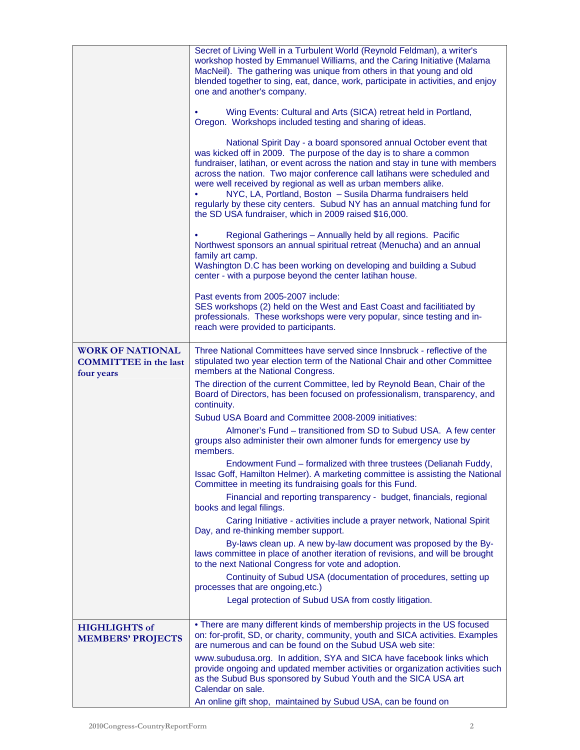| | |
|---|---|
| | Secret of Living Well in a Turbulent World (Reynold Feldman), a writer's workshop hosted by Emmanuel Williams, and the Caring Initiative (Malama MacNeil). The gathering was unique from others in that young and old blended together to sing, eat, dance, work, participate in activities, and enjoy one and another's company.<br><br>• Wing Events: Cultural and Arts (SICA) retreat held in Portland, Oregon. Workshops included testing and sharing of ideas.<br><br>National Spirit Day - a board sponsored annual October event that was kicked off in 2009. The purpose of the day is to share a common fundraiser, latihan, or event across the nation and stay in tune with members across the nation. Two major conference call latihans were scheduled and were well received by regional as well as urban members alike.<br>• NYC, LA, Portland, Boston – Susila Dharma fundraisers held regularly by these city centers. Subud NY has an annual matching fund for the SD USA fundraiser, which in 2009 raised $16,000.<br><br>• Regional Gatherings – Annually held by all regions. Pacific Northwest sponsors an annual spiritual retreat (Menucha) and an annual family art camp.<br>Washington D.C has been working on developing and building a Subud center - with a purpose beyond the center latihan house.<br><br>Past events from 2005-2007 include:<br>SES workshops (2) held on the West and East Coast and facilitiated by professionals. These workshops were very popular, since testing and in-reach were provided to participants. |
| **WORK OF NATIONAL COMMITTEE in the last four years** | Three National Committees have served since Innsbruck - reflective of the stipulated two year election term of the National Chair and other Committee members at the National Congress.<br><br>The direction of the current Committee, led by Reynold Bean, Chair of the Board of Directors, has been focused on professionalism, transparency, and continuity.<br><br>Subud USA Board and Committee 2008-2009 initiatives:<br><br>Almoner's Fund – transitioned from SD to Subud USA. A few center groups also administer their own almoner funds for emergency use by members.<br><br>Endowment Fund – formalized with three trustees (Delianah Fuddy, Issac Goff, Hamilton Helmer). A marketing committee is assisting the National Committee in meeting its fundraising goals for this Fund.<br><br>Financial and reporting transparency - budget, financials, regional books and legal filings.<br><br>Caring Initiative - activities include a prayer network, National Spirit Day, and re-thinking member support.<br><br>By-laws clean up. A new by-law document was proposed by the By-laws committee in place of another iteration of revisions, and will be brought to the next National Congress for vote and adoption.<br><br>Continuity of Subud USA (documentation of procedures, setting up processes that are ongoing,etc.)<br><br>Legal protection of Subud USA from costly litigation. |
| **HIGHLIGHTS of MEMBERS' PROJECTS** | • There are many different kinds of membership projects in the US focused on: for-profit, SD, or charity, community, youth and SICA activities. Examples are numerous and can be found on the Subud USA web site:<br><br>www.subudusa.org. In addition, SYA and SICA have facebook links which provide ongoing and updated member activities or organization activities such as the Subud Bus sponsored by Subud Youth and the SICA USA art Calendar on sale.<br><br>An online gift shop, maintained by Subud USA, can be found on |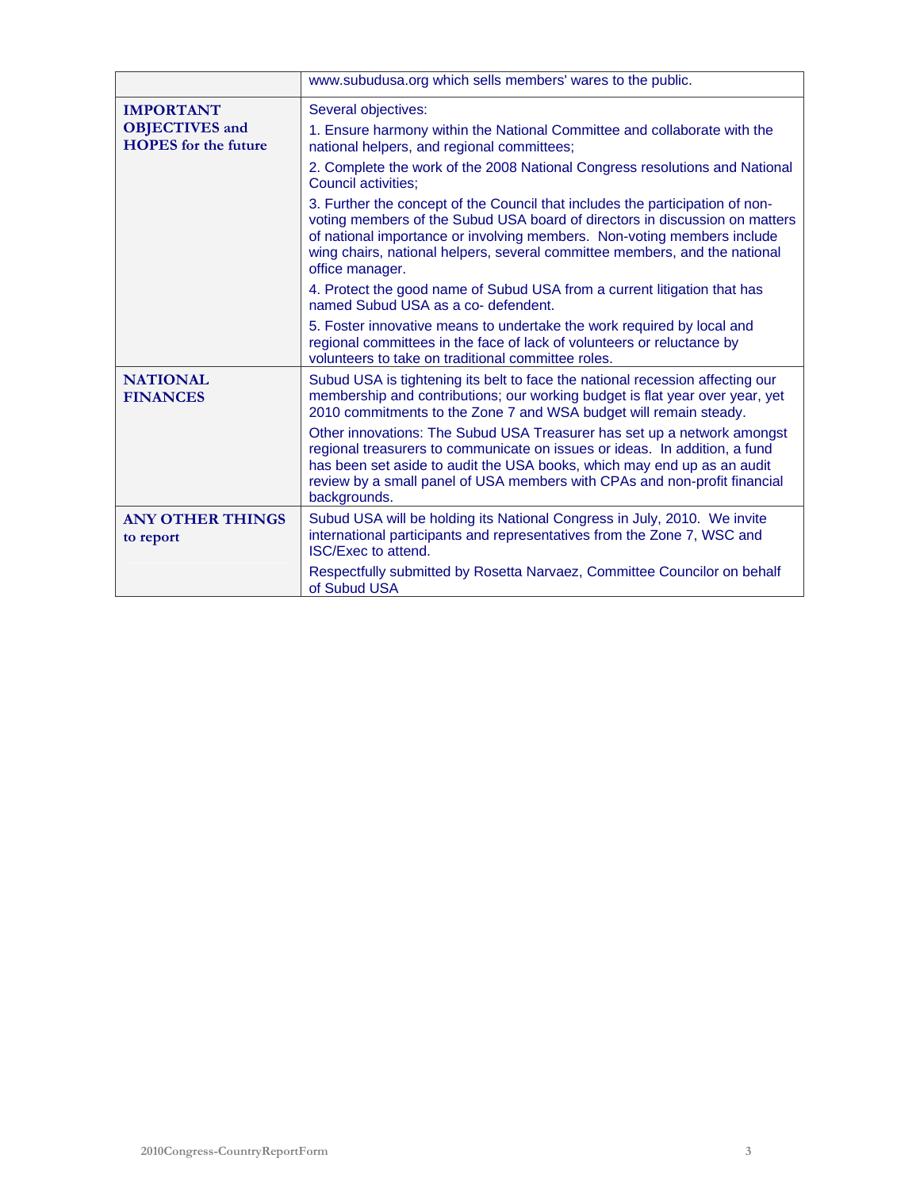| | |
|---|---|
| | www.subudusa.org which sells members' wares to the public. |
| **IMPORTANT OBJECTIVES and HOPES for the future** | Several objectives:<br>1. Ensure harmony within the National Committee and collaborate with the national helpers, and regional committees;<br>2. Complete the work of the 2008 National Congress resolutions and National Council activities;<br>3. Further the concept of the Council that includes the participation of non-voting members of the Subud USA board of directors in discussion on matters of national importance or involving members. Non-voting members include wing chairs, national helpers, several committee members, and the national office manager.<br>4. Protect the good name of Subud USA from a current litigation that has named Subud USA as a co- defendent.<br>5. Foster innovative means to undertake the work required by local and regional committees in the face of lack of volunteers or reluctance by volunteers to take on traditional committee roles. |
| **NATIONAL FINANCES** | Subud USA is tightening its belt to face the national recession affecting our membership and contributions; our working budget is flat year over year, yet 2010 commitments to the Zone 7 and WSA budget will remain steady.<br>Other innovations: The Subud USA Treasurer has set up a network amongst regional treasurers to communicate on issues or ideas. In addition, a fund has been set aside to audit the USA books, which may end up as an audit review by a small panel of USA members with CPAs and non-profit financial backgrounds. |
| **ANY OTHER THINGS to report** | Subud USA will be holding its National Congress in July, 2010. We invite international participants and representatives from the Zone 7, WSC and ISC/Exec to attend.<br>Respectfully submitted by Rosetta Narvaez, Committee Councilor on behalf of Subud USA |